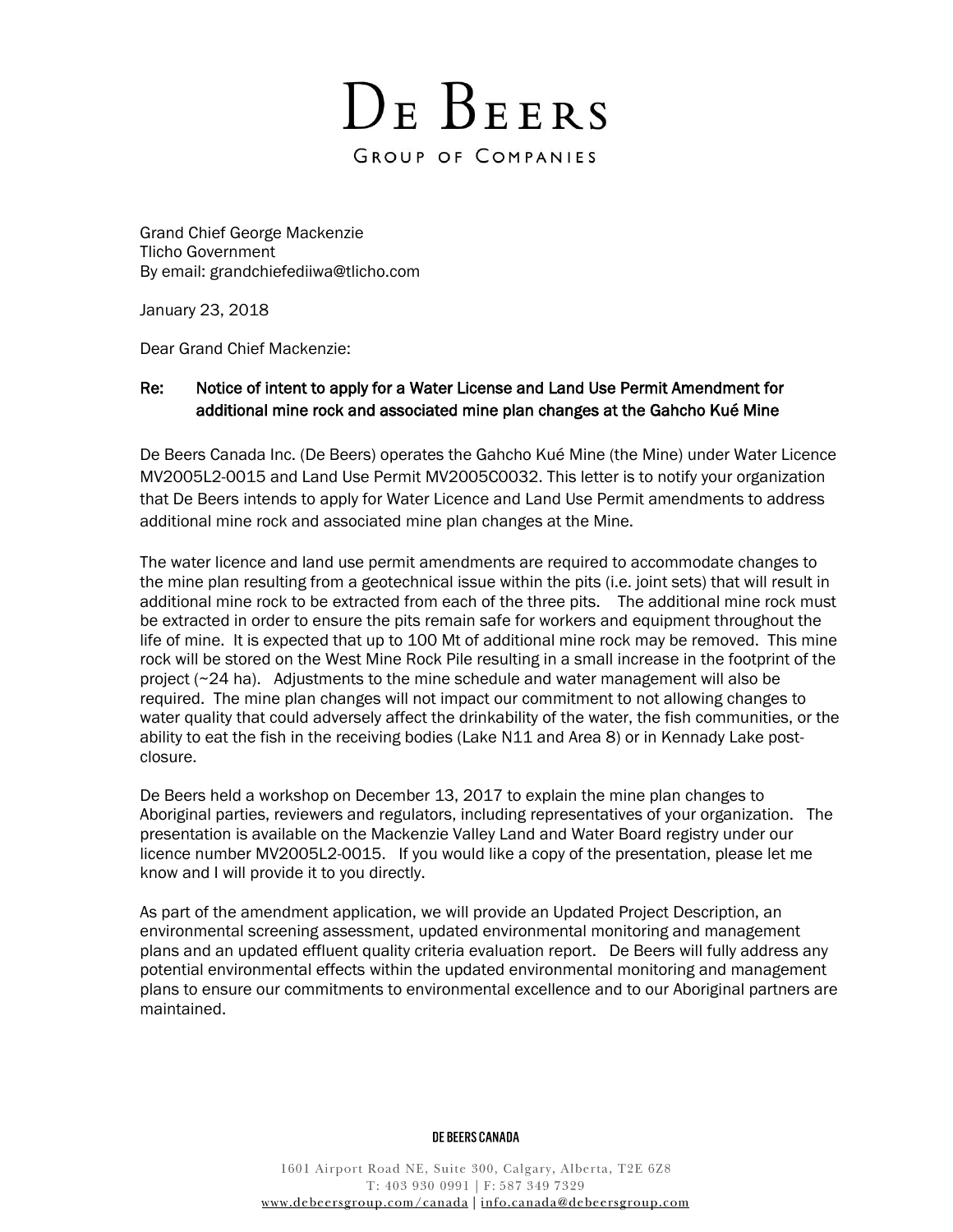# DE BEERS

GROUP OF COMPANIES

Grand Chief George Mackenzie
Tlicho Government
By email: grandchiefediiwa@tlicho.com

January 23, 2018

Dear Grand Chief Mackenzie:

**Re: Notice of intent to apply for a Water License and Land Use Permit Amendment for additional mine rock and associated mine plan changes at the Gahcho Kué Mine**

De Beers Canada Inc. (De Beers) operates the Gahcho Kué Mine (the Mine) under Water Licence MV2005L2-0015 and Land Use Permit MV2005C0032. This letter is to notify your organization that De Beers intends to apply for Water Licence and Land Use Permit amendments to address additional mine rock and associated mine plan changes at the Mine.

The water licence and land use permit amendments are required to accommodate changes to the mine plan resulting from a geotechnical issue within the pits (i.e. joint sets) that will result in additional mine rock to be extracted from each of the three pits. The additional mine rock must be extracted in order to ensure the pits remain safe for workers and equipment throughout the life of mine. It is expected that up to 100 Mt of additional mine rock may be removed. This mine rock will be stored on the West Mine Rock Pile resulting in a small increase in the footprint of the project (~24 ha). Adjustments to the mine schedule and water management will also be required. The mine plan changes will not impact our commitment to not allowing changes to water quality that could adversely affect the drinkability of the water, the fish communities, or the ability to eat the fish in the receiving bodies (Lake N11 and Area 8) or in Kennady Lake post-closure.

De Beers held a workshop on December 13, 2017 to explain the mine plan changes to Aboriginal parties, reviewers and regulators, including representatives of your organization. The presentation is available on the Mackenzie Valley Land and Water Board registry under our licence number MV2005L2-0015. If you would like a copy of the presentation, please let me know and I will provide it to you directly.

As part of the amendment application, we will provide an Updated Project Description, an environmental screening assessment, updated environmental monitoring and management plans and an updated effluent quality criteria evaluation report. De Beers will fully address any potential environmental effects within the updated environmental monitoring and management plans to ensure our commitments to environmental excellence and to our Aboriginal partners are maintained.

DE BEERS CANADA

1601 Airport Road NE, Suite 300, Calgary, Alberta, T2E 6Z8
T: 403 930 0991 | F: 587 349 7329
www.debeersgroup.com/canada | info.canada@debeersgroup.com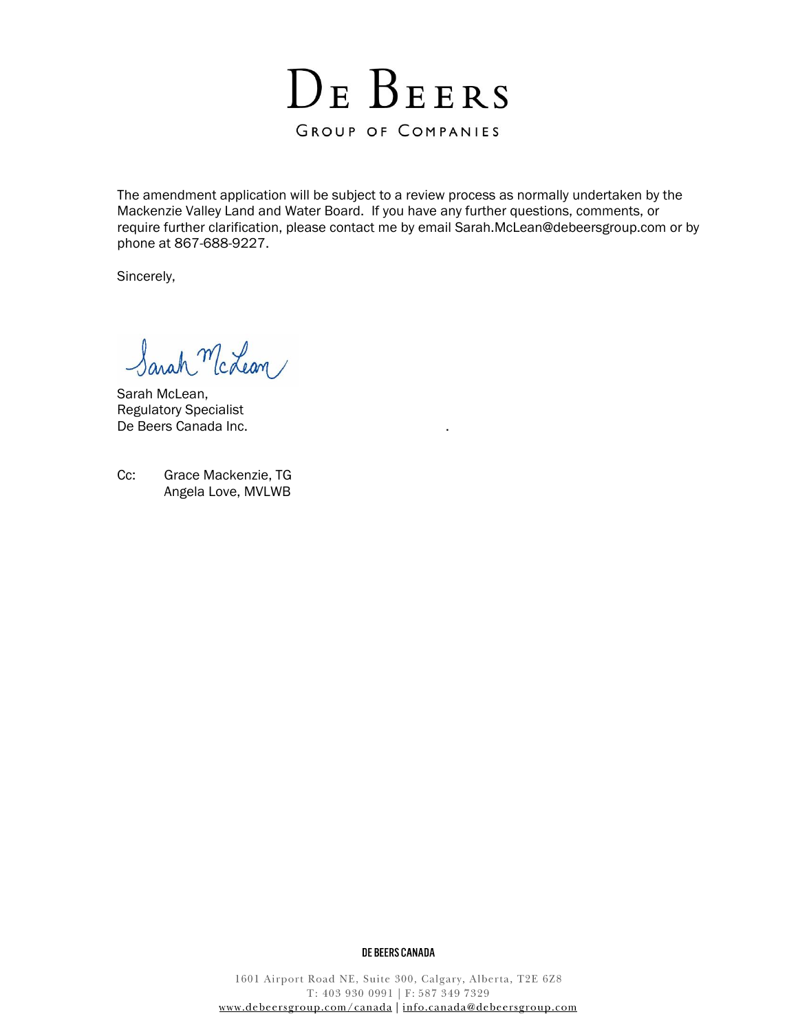The amendment application will be subject to a review process as normally undertaken by the Mackenzie Valley Land and Water Board. If you have any further questions, comments, or require further clarification, please contact me by email Sarah.McLean@debeersgroup.com or by phone at 867-688-9227.

Sincerely,

Sarah McLean,
Regulatory Specialist
De Beers Canada Inc.

Cc: Grace Mackenzie, TG
Angela Love, MVLWB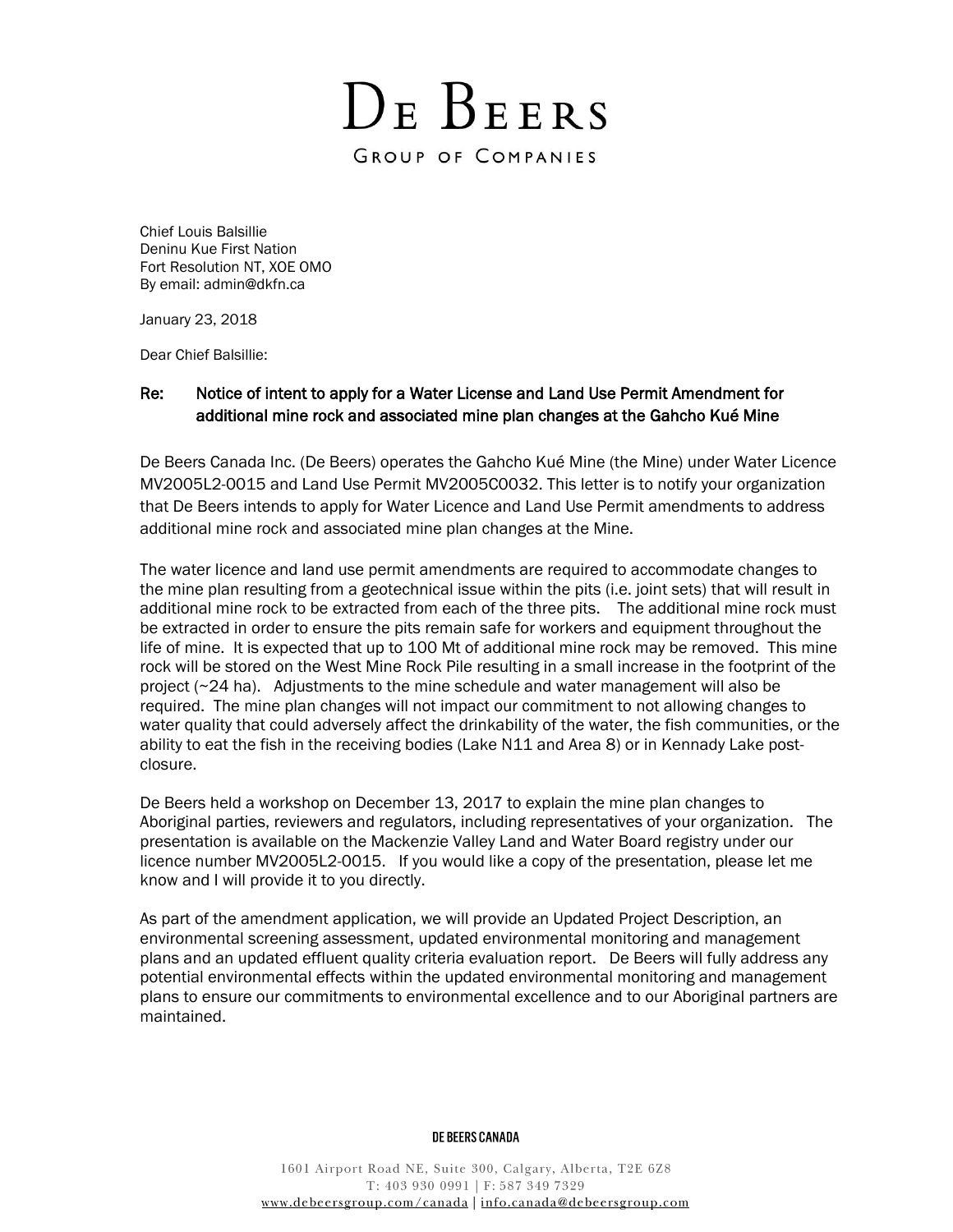# De Beers

Group of Companies

Chief Louis Balsillie
Deninu Kue First Nation
Fort Resolution NT, XOE OMO
By email: admin@dkfn.ca

January 23, 2018

Dear Chief Balsillie:

**Re: Notice of intent to apply for a Water License and Land Use Permit Amendment for additional mine rock and associated mine plan changes at the Gahcho Kué Mine**

De Beers Canada Inc. (De Beers) operates the Gahcho Kué Mine (the Mine) under Water Licence MV2005L2-0015 and Land Use Permit MV2005C0032. This letter is to notify your organization that De Beers intends to apply for Water Licence and Land Use Permit amendments to address additional mine rock and associated mine plan changes at the Mine.

The water licence and land use permit amendments are required to accommodate changes to the mine plan resulting from a geotechnical issue within the pits (i.e. joint sets) that will result in additional mine rock to be extracted from each of the three pits. The additional mine rock must be extracted in order to ensure the pits remain safe for workers and equipment throughout the life of mine. It is expected that up to 100 Mt of additional mine rock may be removed. This mine rock will be stored on the West Mine Rock Pile resulting in a small increase in the footprint of the project (~24 ha). Adjustments to the mine schedule and water management will also be required. The mine plan changes will not impact our commitment to not allowing changes to water quality that could adversely affect the drinkability of the water, the fish communities, or the ability to eat the fish in the receiving bodies (Lake N11 and Area 8) or in Kennady Lake post-closure.

De Beers held a workshop on December 13, 2017 to explain the mine plan changes to Aboriginal parties, reviewers and regulators, including representatives of your organization. The presentation is available on the Mackenzie Valley Land and Water Board registry under our licence number MV2005L2-0015. If you would like a copy of the presentation, please let me know and I will provide it to you directly.

As part of the amendment application, we will provide an Updated Project Description, an environmental screening assessment, updated environmental monitoring and management plans and an updated effluent quality criteria evaluation report. De Beers will fully address any potential environmental effects within the updated environmental monitoring and management plans to ensure our commitments to environmental excellence and to our Aboriginal partners are maintained.

DE BEERS CANADA

1601 Airport Road NE, Suite 300, Calgary, Alberta, T2E 6Z8
T: 403 930 0991 | F: 587 349 7329
www.debeersgroup.com/canada | info.canada@debeersgroup.com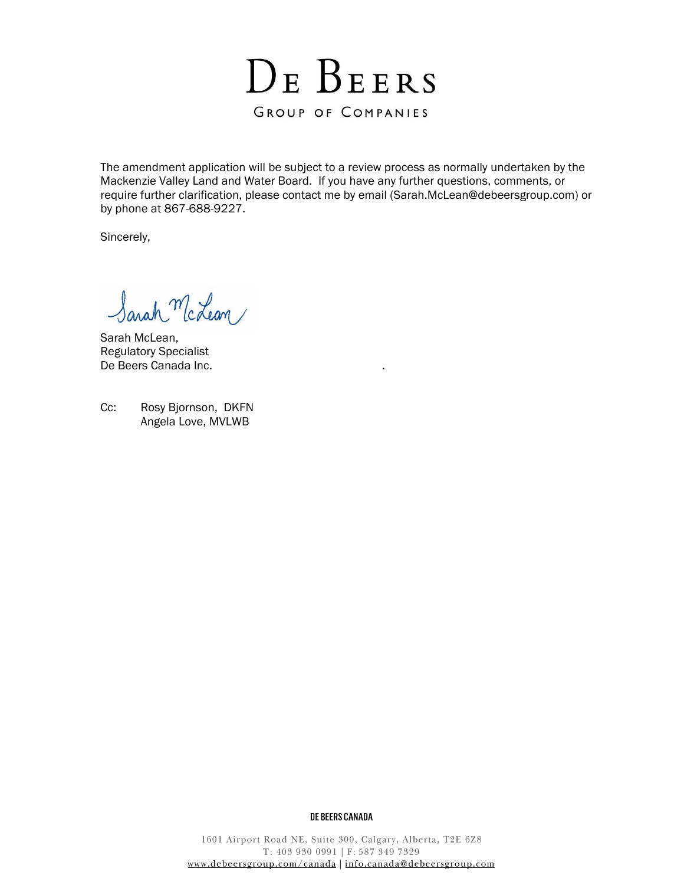The amendment application will be subject to a review process as normally undertaken by the Mackenzie Valley Land and Water Board. If you have any further questions, comments, or require further clarification, please contact me by email (Sarah.McLean@debeersgroup.com) or by phone at 867-688-9227.

Sincerely,

Sarah McLean,
Regulatory Specialist
De Beers Canada Inc.

Cc: Rosy Bjornson, DKFN
Angela Love, MVLWB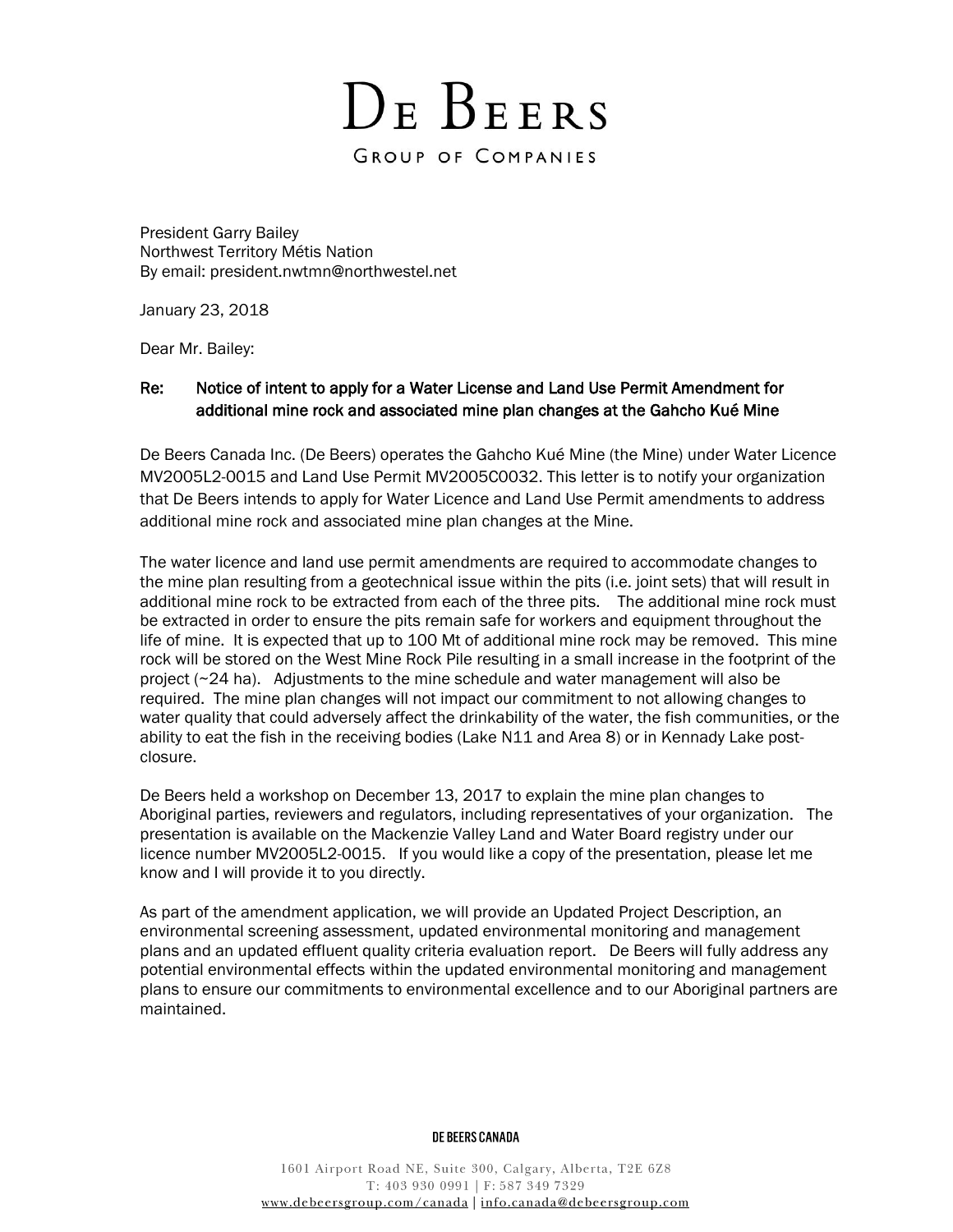# De Beers

Group of Companies

President Garry Bailey
Northwest Territory Métis Nation
By email: president.nwtmn@northwestel.net

January 23, 2018

Dear Mr. Bailey:

**Re: Notice of intent to apply for a Water License and Land Use Permit Amendment for additional mine rock and associated mine plan changes at the Gahcho Kué Mine**

De Beers Canada Inc. (De Beers) operates the Gahcho Kué Mine (the Mine) under Water Licence MV2005L2-0015 and Land Use Permit MV2005C0032. This letter is to notify your organization that De Beers intends to apply for Water Licence and Land Use Permit amendments to address additional mine rock and associated mine plan changes at the Mine.

The water licence and land use permit amendments are required to accommodate changes to the mine plan resulting from a geotechnical issue within the pits (i.e. joint sets) that will result in additional mine rock to be extracted from each of the three pits. The additional mine rock must be extracted in order to ensure the pits remain safe for workers and equipment throughout the life of mine. It is expected that up to 100 Mt of additional mine rock may be removed. This mine rock will be stored on the West Mine Rock Pile resulting in a small increase in the footprint of the project (~24 ha). Adjustments to the mine schedule and water management will also be required. The mine plan changes will not impact our commitment to not allowing changes to water quality that could adversely affect the drinkability of the water, the fish communities, or the ability to eat the fish in the receiving bodies (Lake N11 and Area 8) or in Kennady Lake post-closure.

De Beers held a workshop on December 13, 2017 to explain the mine plan changes to Aboriginal parties, reviewers and regulators, including representatives of your organization. The presentation is available on the Mackenzie Valley Land and Water Board registry under our licence number MV2005L2-0015. If you would like a copy of the presentation, please let me know and I will provide it to you directly.

As part of the amendment application, we will provide an Updated Project Description, an environmental screening assessment, updated environmental monitoring and management plans and an updated effluent quality criteria evaluation report. De Beers will fully address any potential environmental effects within the updated environmental monitoring and management plans to ensure our commitments to environmental excellence and to our Aboriginal partners are maintained.

DE BEERS CANADA

1601 Airport Road NE, Suite 300, Calgary, Alberta, T2E 6Z8
T: 403 930 0991 | F: 587 349 7329
www.debeersgroup.com/canada | info.canada@debeersgroup.com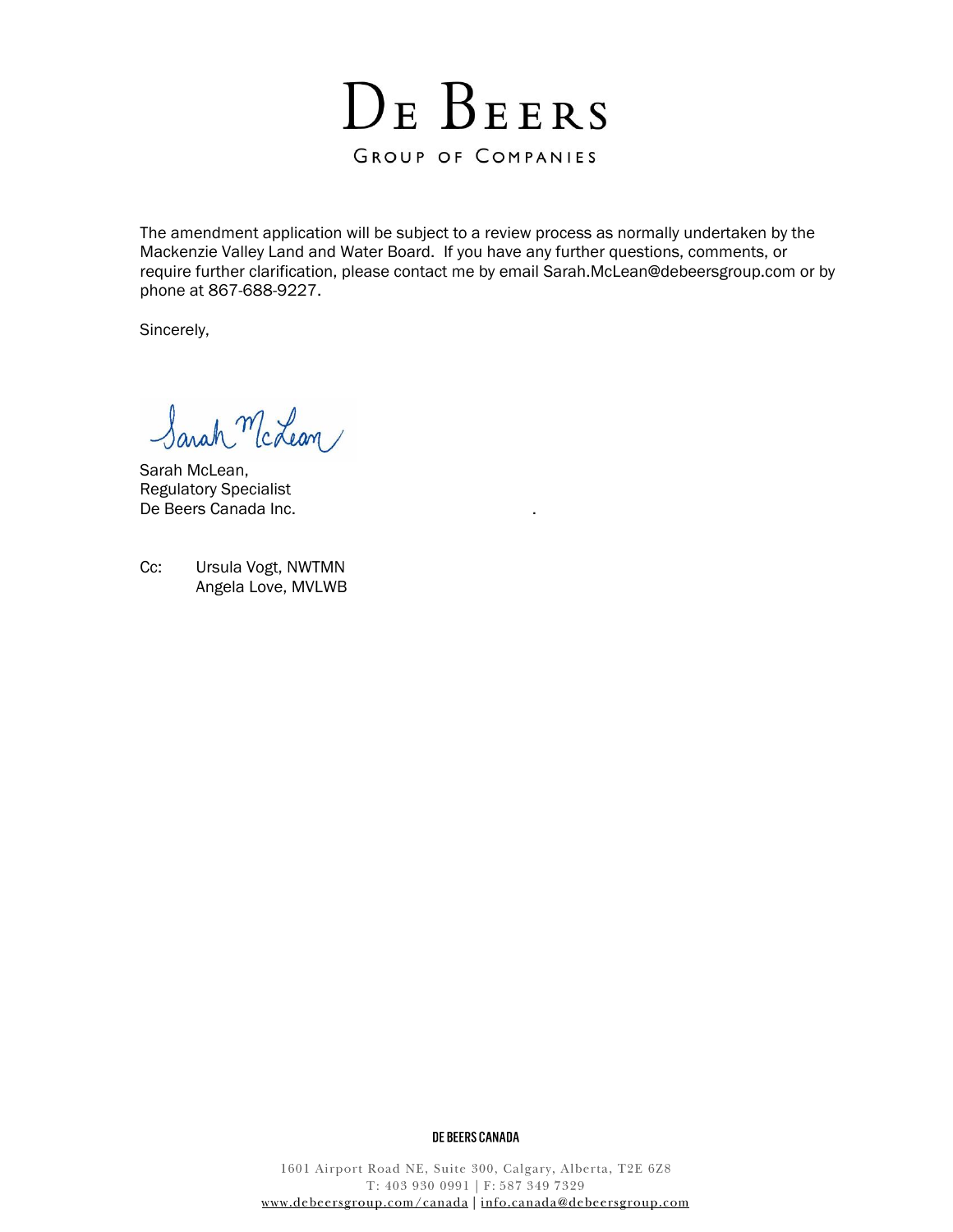The amendment application will be subject to a review process as normally undertaken by the Mackenzie Valley Land and Water Board. If you have any further questions, comments, or require further clarification, please contact me by email Sarah.McLean@debeersgroup.com or by phone at 867-688-9227.

Sincerely,

Sarah McLean,
Regulatory Specialist
De Beers Canada Inc.

Cc: Ursula Vogt, NWTMN
Angela Love, MVLWB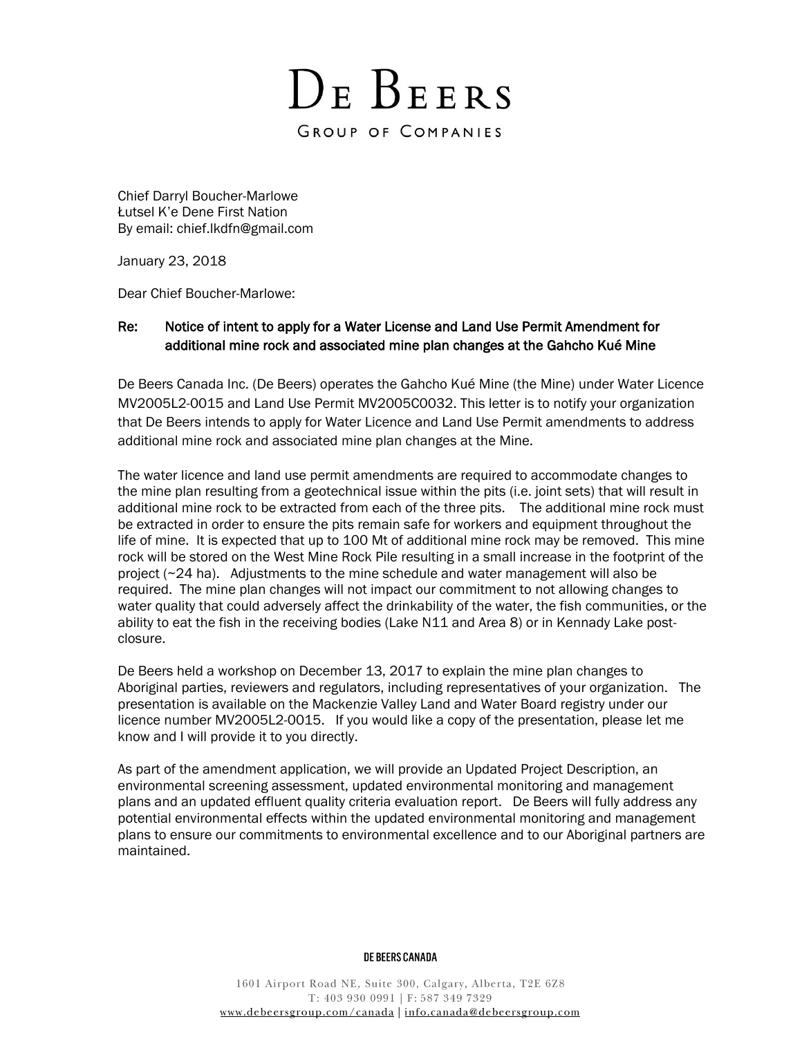# De Beers

GROUP OF COMPANIES

Chief Darryl Boucher-Marlowe
Łutsel K'e Dene First Nation
By email: chief.lkdfn@gmail.com

January 23, 2018

Dear Chief Boucher-Marlowe:

**Re: Notice of intent to apply for a Water License and Land Use Permit Amendment for additional mine rock and associated mine plan changes at the Gahcho Kué Mine**

De Beers Canada Inc. (De Beers) operates the Gahcho Kué Mine (the Mine) under Water Licence MV2005L2-0015 and Land Use Permit MV2005C0032. This letter is to notify your organization that De Beers intends to apply for Water Licence and Land Use Permit amendments to address additional mine rock and associated mine plan changes at the Mine.

The water licence and land use permit amendments are required to accommodate changes to the mine plan resulting from a geotechnical issue within the pits (i.e. joint sets) that will result in additional mine rock to be extracted from each of the three pits. The additional mine rock must be extracted in order to ensure the pits remain safe for workers and equipment throughout the life of mine. It is expected that up to 100 Mt of additional mine rock may be removed. This mine rock will be stored on the West Mine Rock Pile resulting in a small increase in the footprint of the project (~24 ha). Adjustments to the mine schedule and water management will also be required. The mine plan changes will not impact our commitment to not allowing changes to water quality that could adversely affect the drinkability of the water, the fish communities, or the ability to eat the fish in the receiving bodies (Lake N11 and Area 8) or in Kennady Lake post-closure.

De Beers held a workshop on December 13, 2017 to explain the mine plan changes to Aboriginal parties, reviewers and regulators, including representatives of your organization. The presentation is available on the Mackenzie Valley Land and Water Board registry under our licence number MV2005L2-0015. If you would like a copy of the presentation, please let me know and I will provide it to you directly.

As part of the amendment application, we will provide an Updated Project Description, an environmental screening assessment, updated environmental monitoring and management plans and an updated effluent quality criteria evaluation report. De Beers will fully address any potential environmental effects within the updated environmental monitoring and management plans to ensure our commitments to environmental excellence and to our Aboriginal partners are maintained.

DE BEERS CANADA

1601 Airport Road NE, Suite 300, Calgary, Alberta, T2E 6Z8
T: 403 930 0991 | F: 587 349 7329
www.debeersgroup.com/canada | info.canada@debeersgroup.com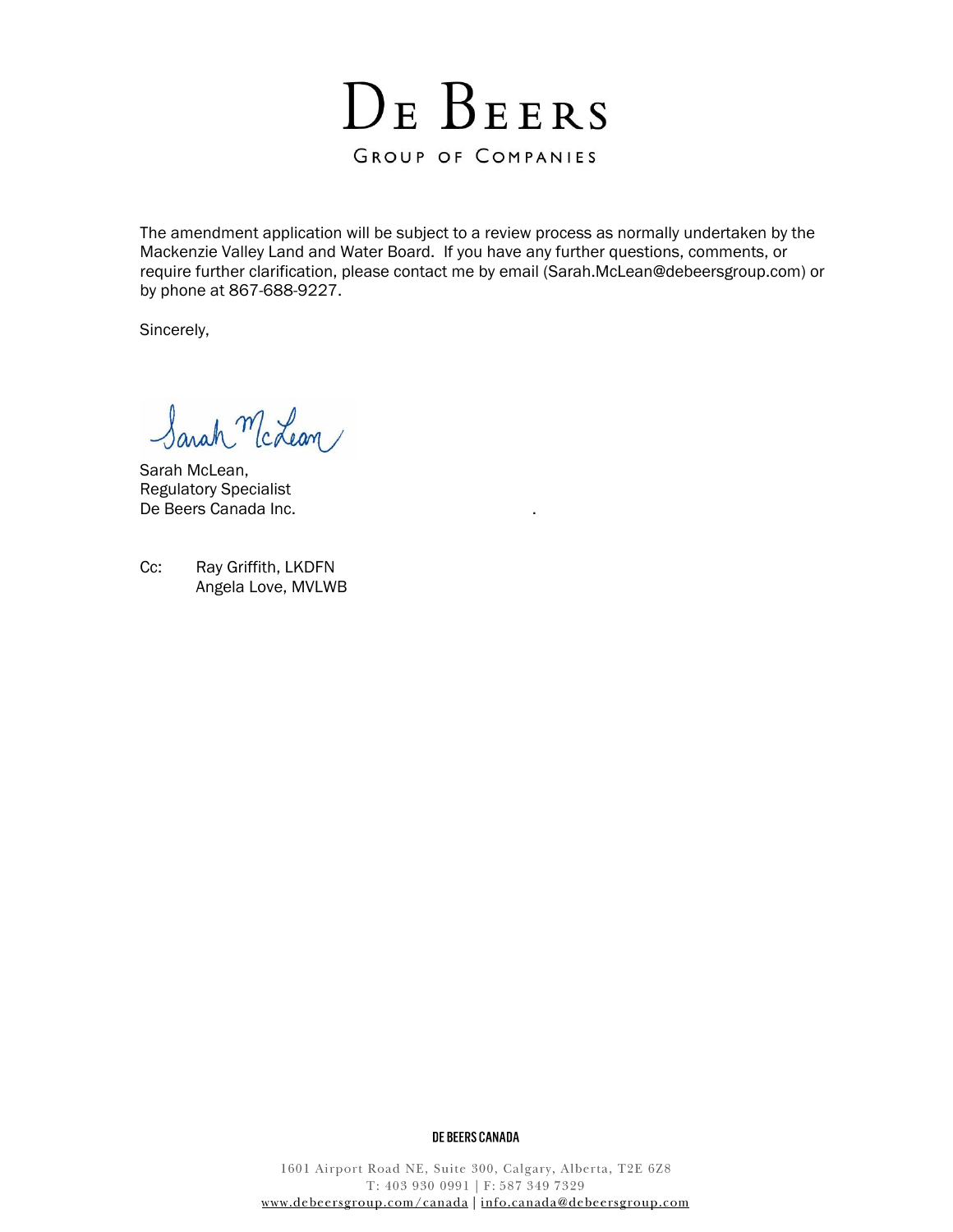The amendment application will be subject to a review process as normally undertaken by the Mackenzie Valley Land and Water Board. If you have any further questions, comments, or require further clarification, please contact me by email (Sarah.McLean@debeersgroup.com) or by phone at 867-688-9227.

Sincerely,

Sarah McLean,
Regulatory Specialist
De Beers Canada Inc.

Cc: Ray Griffith, LKDFN
Angela Love, MVLWB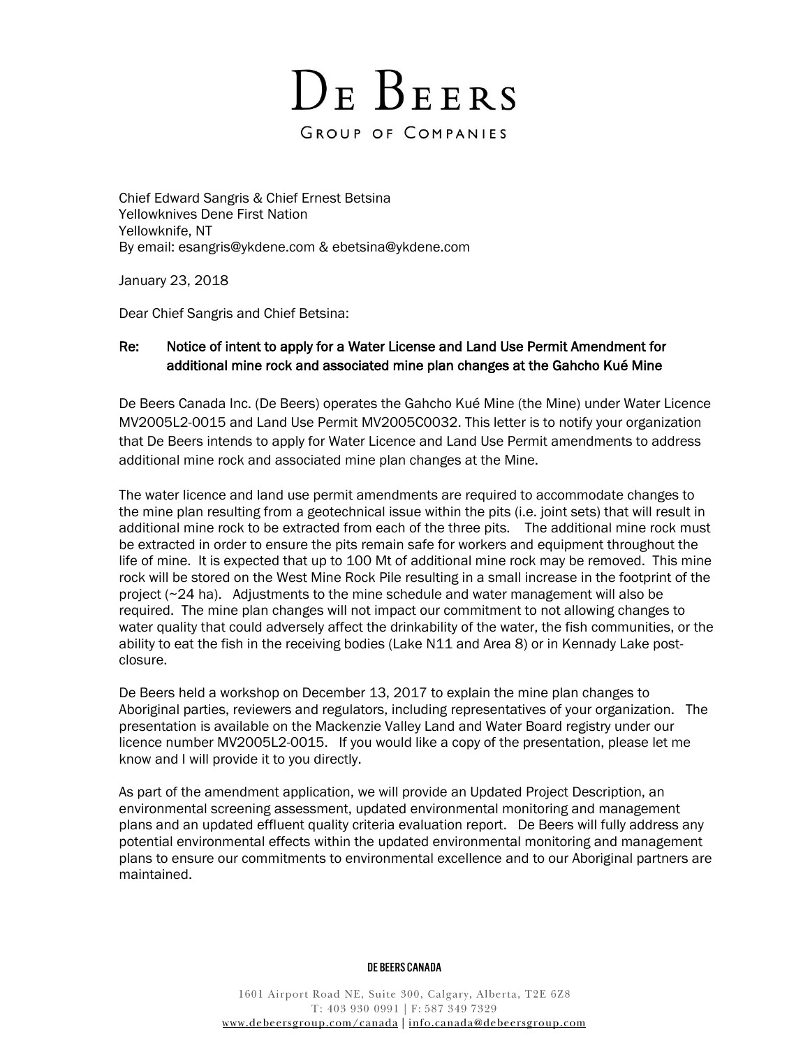# De Beers

Group of Companies

Chief Edward Sangris & Chief Ernest Betsina
Yellowknives Dene First Nation
Yellowknife, NT
By email: esangris@ykdene.com & ebetsina@ykdene.com

January 23, 2018

Dear Chief Sangris and Chief Betsina:

**Re: Notice of intent to apply for a Water License and Land Use Permit Amendment for additional mine rock and associated mine plan changes at the Gahcho Kué Mine**

De Beers Canada Inc. (De Beers) operates the Gahcho Kué Mine (the Mine) under Water Licence MV2005L2-0015 and Land Use Permit MV2005C0032. This letter is to notify your organization that De Beers intends to apply for Water Licence and Land Use Permit amendments to address additional mine rock and associated mine plan changes at the Mine.

The water licence and land use permit amendments are required to accommodate changes to the mine plan resulting from a geotechnical issue within the pits (i.e. joint sets) that will result in additional mine rock to be extracted from each of the three pits. The additional mine rock must be extracted in order to ensure the pits remain safe for workers and equipment throughout the life of mine. It is expected that up to 100 Mt of additional mine rock may be removed. This mine rock will be stored on the West Mine Rock Pile resulting in a small increase in the footprint of the project (~24 ha). Adjustments to the mine schedule and water management will also be required. The mine plan changes will not impact our commitment to not allowing changes to water quality that could adversely affect the drinkability of the water, the fish communities, or the ability to eat the fish in the receiving bodies (Lake N11 and Area 8) or in Kennady Lake post-closure.

De Beers held a workshop on December 13, 2017 to explain the mine plan changes to Aboriginal parties, reviewers and regulators, including representatives of your organization. The presentation is available on the Mackenzie Valley Land and Water Board registry under our licence number MV2005L2-0015. If you would like a copy of the presentation, please let me know and I will provide it to you directly.

As part of the amendment application, we will provide an Updated Project Description, an environmental screening assessment, updated environmental monitoring and management plans and an updated effluent quality criteria evaluation report. De Beers will fully address any potential environmental effects within the updated environmental monitoring and management plans to ensure our commitments to environmental excellence and to our Aboriginal partners are maintained.

**DE BEERS CANADA**

1601 Airport Road NE, Suite 300, Calgary, Alberta, T2E 6Z8
T: 403 930 0991 | F: 587 349 7329
www.debeersgroup.com/canada | info.canada@debeersgroup.com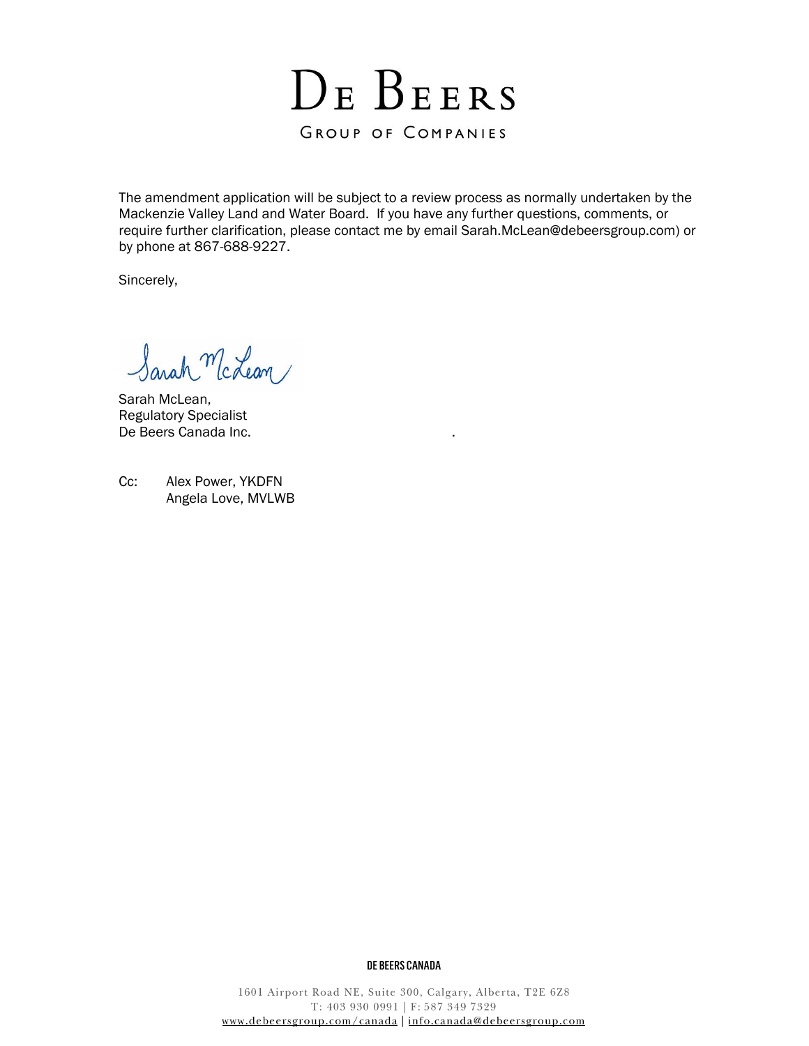The amendment application will be subject to a review process as normally undertaken by the Mackenzie Valley Land and Water Board. If you have any further questions, comments, or require further clarification, please contact me by email Sarah.McLean@debeersgroup.com) or by phone at 867-688-9227.

Sincerely,

Sarah McLean,
Regulatory Specialist
De Beers Canada Inc.

Cc: Alex Power, YKDFN
Angela Love, MVLWB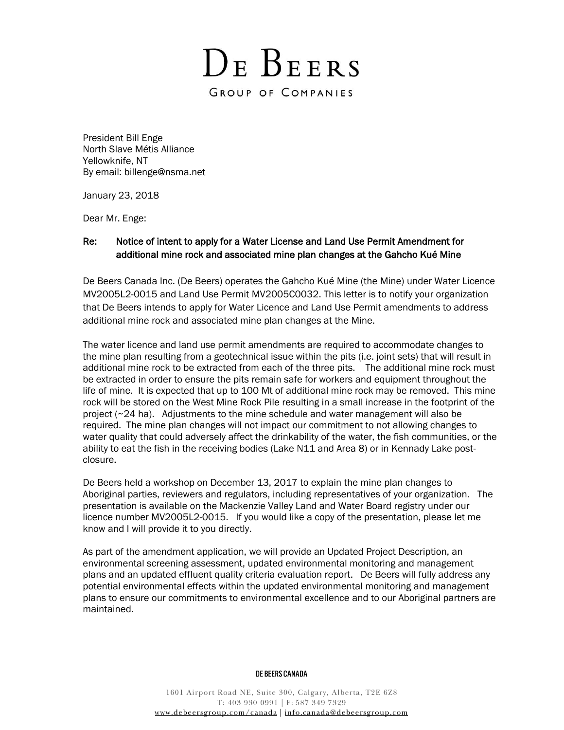# DE BEERS

GROUP OF COMPANIES

President Bill Enge
North Slave Métis Alliance
Yellowknife, NT
By email: billenge@nsma.net

January 23, 2018

Dear Mr. Enge:

**Re: Notice of intent to apply for a Water License and Land Use Permit Amendment for additional mine rock and associated mine plan changes at the Gahcho Kué Mine**

De Beers Canada Inc. (De Beers) operates the Gahcho Kué Mine (the Mine) under Water Licence MV2005L2-0015 and Land Use Permit MV2005C0032. This letter is to notify your organization that De Beers intends to apply for Water Licence and Land Use Permit amendments to address additional mine rock and associated mine plan changes at the Mine.

The water licence and land use permit amendments are required to accommodate changes to the mine plan resulting from a geotechnical issue within the pits (i.e. joint sets) that will result in additional mine rock to be extracted from each of the three pits. The additional mine rock must be extracted in order to ensure the pits remain safe for workers and equipment throughout the life of mine. It is expected that up to 100 Mt of additional mine rock may be removed. This mine rock will be stored on the West Mine Rock Pile resulting in a small increase in the footprint of the project (~24 ha). Adjustments to the mine schedule and water management will also be required. The mine plan changes will not impact our commitment to not allowing changes to water quality that could adversely affect the drinkability of the water, the fish communities, or the ability to eat the fish in the receiving bodies (Lake N11 and Area 8) or in Kennady Lake post-closure.

De Beers held a workshop on December 13, 2017 to explain the mine plan changes to Aboriginal parties, reviewers and regulators, including representatives of your organization. The presentation is available on the Mackenzie Valley Land and Water Board registry under our licence number MV2005L2-0015. If you would like a copy of the presentation, please let me know and I will provide it to you directly.

As part of the amendment application, we will provide an Updated Project Description, an environmental screening assessment, updated environmental monitoring and management plans and an updated effluent quality criteria evaluation report. De Beers will fully address any potential environmental effects within the updated environmental monitoring and management plans to ensure our commitments to environmental excellence and to our Aboriginal partners are maintained.

DE BEERS CANADA

1601 Airport Road NE, Suite 300, Calgary, Alberta, T2E 6Z8
T: 403 930 0991 | F: 587 349 7329
www.debeersgroup.com/canada | info.canada@debeersgroup.com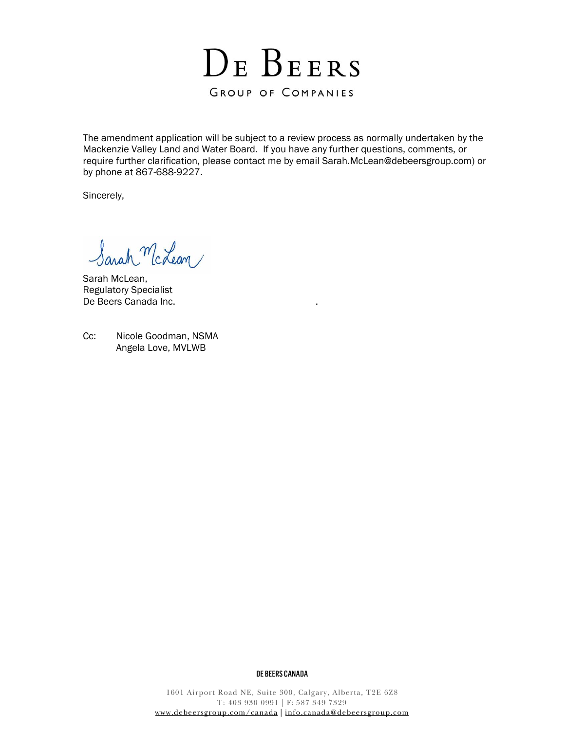The amendment application will be subject to a review process as normally undertaken by the Mackenzie Valley Land and Water Board. If you have any further questions, comments, or require further clarification, please contact me by email Sarah.McLean@debeersgroup.com) or by phone at 867-688-9227.

Sincerely,

Sarah McLean,
Regulatory Specialist
De Beers Canada Inc.

Cc: Nicole Goodman, NSMA
Angela Love, MVLWB